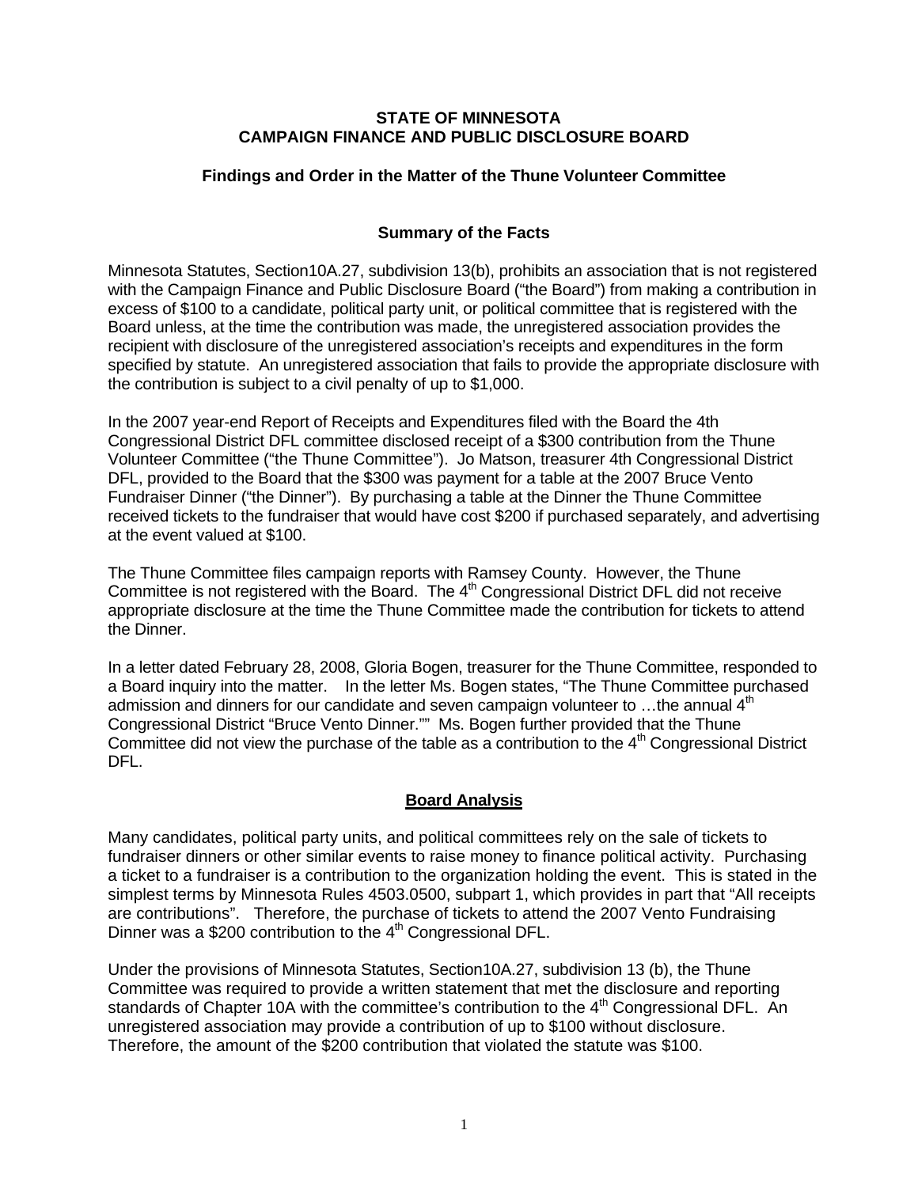**STATE OF MINNESOTA**
**CAMPAIGN FINANCE AND PUBLIC DISCLOSURE BOARD**

**Findings and Order in the Matter of the Thune Volunteer Committee**

**Summary of the Facts**

Minnesota Statutes, Section10A.27, subdivision 13(b), prohibits an association that is not registered with the Campaign Finance and Public Disclosure Board ("the Board") from making a contribution in excess of $100 to a candidate, political party unit, or political committee that is registered with the Board unless, at the time the contribution was made, the unregistered association provides the recipient with disclosure of the unregistered association's receipts and expenditures in the form specified by statute. An unregistered association that fails to provide the appropriate disclosure with the contribution is subject to a civil penalty of up to $1,000.

In the 2007 year-end Report of Receipts and Expenditures filed with the Board the 4th Congressional District DFL committee disclosed receipt of a $300 contribution from the Thune Volunteer Committee ("the Thune Committee"). Jo Matson, treasurer 4th Congressional District DFL, provided to the Board that the $300 was payment for a table at the 2007 Bruce Vento Fundraiser Dinner ("the Dinner"). By purchasing a table at the Dinner the Thune Committee received tickets to the fundraiser that would have cost $200 if purchased separately, and advertising at the event valued at $100.

The Thune Committee files campaign reports with Ramsey County. However, the Thune Committee is not registered with the Board. The 4th Congressional District DFL did not receive appropriate disclosure at the time the Thune Committee made the contribution for tickets to attend the Dinner.

In a letter dated February 28, 2008, Gloria Bogen, treasurer for the Thune Committee, responded to a Board inquiry into the matter. In the letter Ms. Bogen states, "The Thune Committee purchased admission and dinners for our candidate and seven campaign volunteer to …the annual 4th Congressional District "Bruce Vento Dinner."" Ms. Bogen further provided that the Thune Committee did not view the purchase of the table as a contribution to the 4th Congressional District DFL.

**Board Analysis**

Many candidates, political party units, and political committees rely on the sale of tickets to fundraiser dinners or other similar events to raise money to finance political activity. Purchasing a ticket to a fundraiser is a contribution to the organization holding the event. This is stated in the simplest terms by Minnesota Rules 4503.0500, subpart 1, which provides in part that "All receipts are contributions". Therefore, the purchase of tickets to attend the 2007 Vento Fundraising Dinner was a $200 contribution to the 4th Congressional DFL.

Under the provisions of Minnesota Statutes, Section10A.27, subdivision 13 (b), the Thune Committee was required to provide a written statement that met the disclosure and reporting standards of Chapter 10A with the committee's contribution to the 4th Congressional DFL. An unregistered association may provide a contribution of up to $100 without disclosure. Therefore, the amount of the $200 contribution that violated the statute was $100.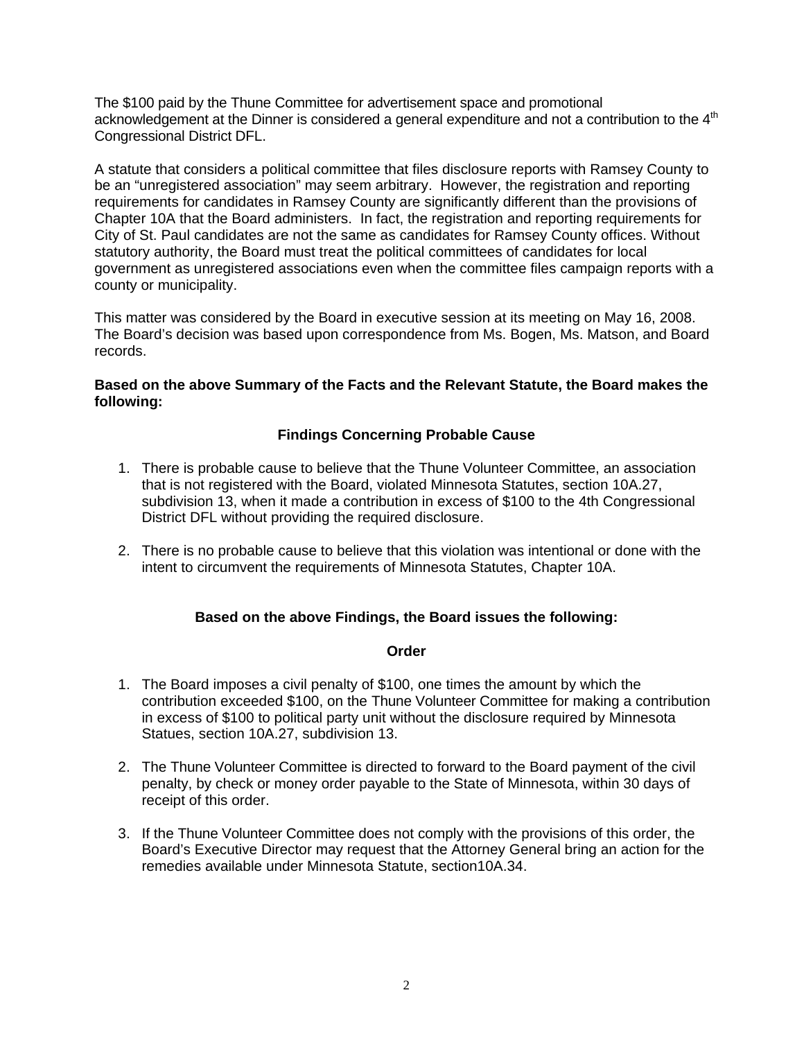The $100 paid by the Thune Committee for advertisement space and promotional acknowledgement at the Dinner is considered a general expenditure and not a contribution to the 4th Congressional District DFL.

A statute that considers a political committee that files disclosure reports with Ramsey County to be an "unregistered association" may seem arbitrary. However, the registration and reporting requirements for candidates in Ramsey County are significantly different than the provisions of Chapter 10A that the Board administers. In fact, the registration and reporting requirements for City of St. Paul candidates are not the same as candidates for Ramsey County offices. Without statutory authority, the Board must treat the political committees of candidates for local government as unregistered associations even when the committee files campaign reports with a county or municipality.

This matter was considered by the Board in executive session at its meeting on May 16, 2008. The Board's decision was based upon correspondence from Ms. Bogen, Ms. Matson, and Board records.

**Based on the above Summary of the Facts and the Relevant Statute, the Board makes the following:**

## Findings Concerning Probable Cause

1. There is probable cause to believe that the Thune Volunteer Committee, an association that is not registered with the Board, violated Minnesota Statutes, section 10A.27, subdivision 13, when it made a contribution in excess of $100 to the 4th Congressional District DFL without providing the required disclosure.

2. There is no probable cause to believe that this violation was intentional or done with the intent to circumvent the requirements of Minnesota Statutes, Chapter 10A.

**Based on the above Findings, the Board issues the following:**

## Order

1. The Board imposes a civil penalty of $100, one times the amount by which the contribution exceeded $100, on the Thune Volunteer Committee for making a contribution in excess of $100 to political party unit without the disclosure required by Minnesota Statues, section 10A.27, subdivision 13.

2. The Thune Volunteer Committee is directed to forward to the Board payment of the civil penalty, by check or money order payable to the State of Minnesota, within 30 days of receipt of this order.

3. If the Thune Volunteer Committee does not comply with the provisions of this order, the Board's Executive Director may request that the Attorney General bring an action for the remedies available under Minnesota Statute, section10A.34.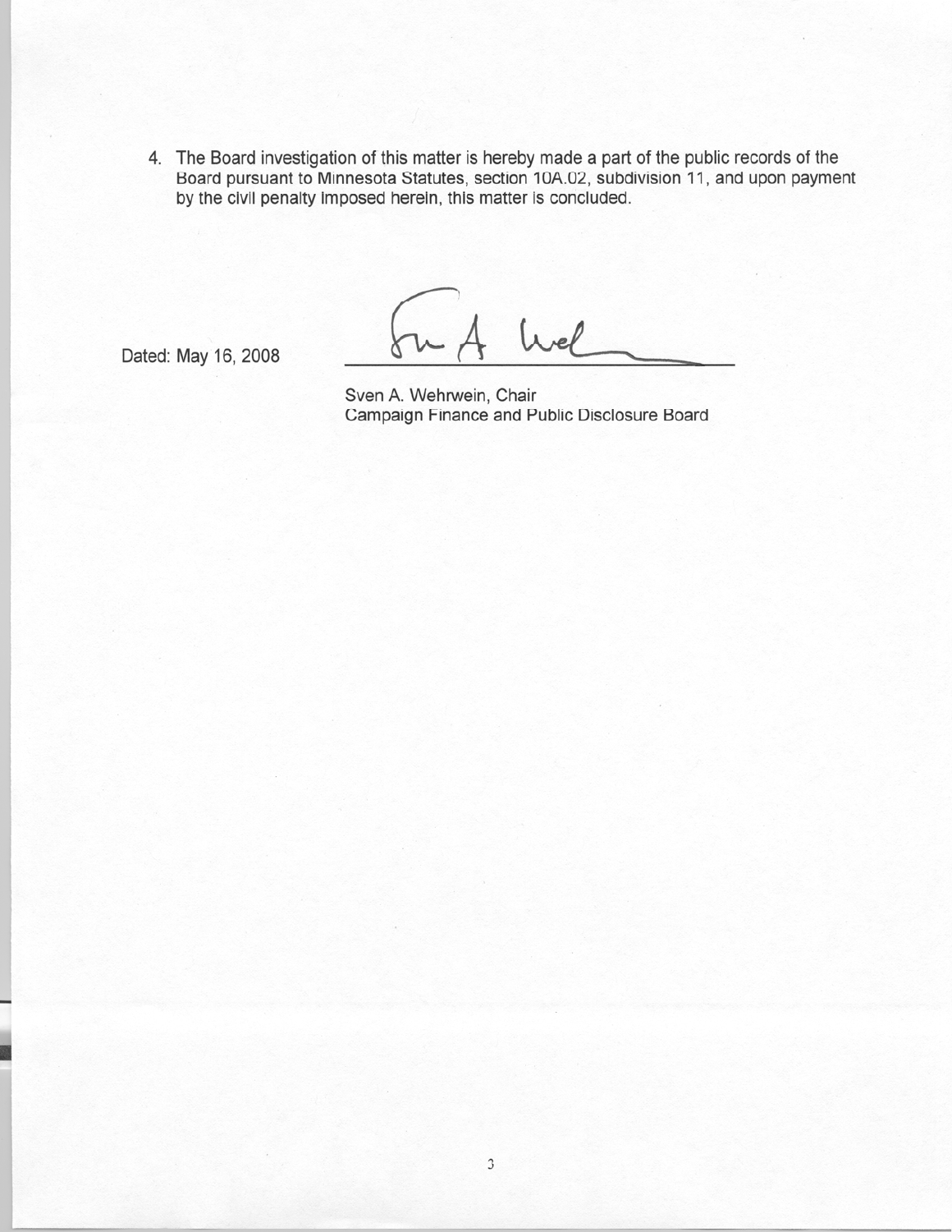4. The Board investigation of this matter is hereby made a part of the public records of the Board pursuant to Minnesota Statutes, section 10A.02, subdivision 11, and upon payment by the civil penalty imposed herein, this matter is concluded.

Dated: May 16, 2008

Sven A. Wehrwein, Chair
Campaign Finance and Public Disclosure Board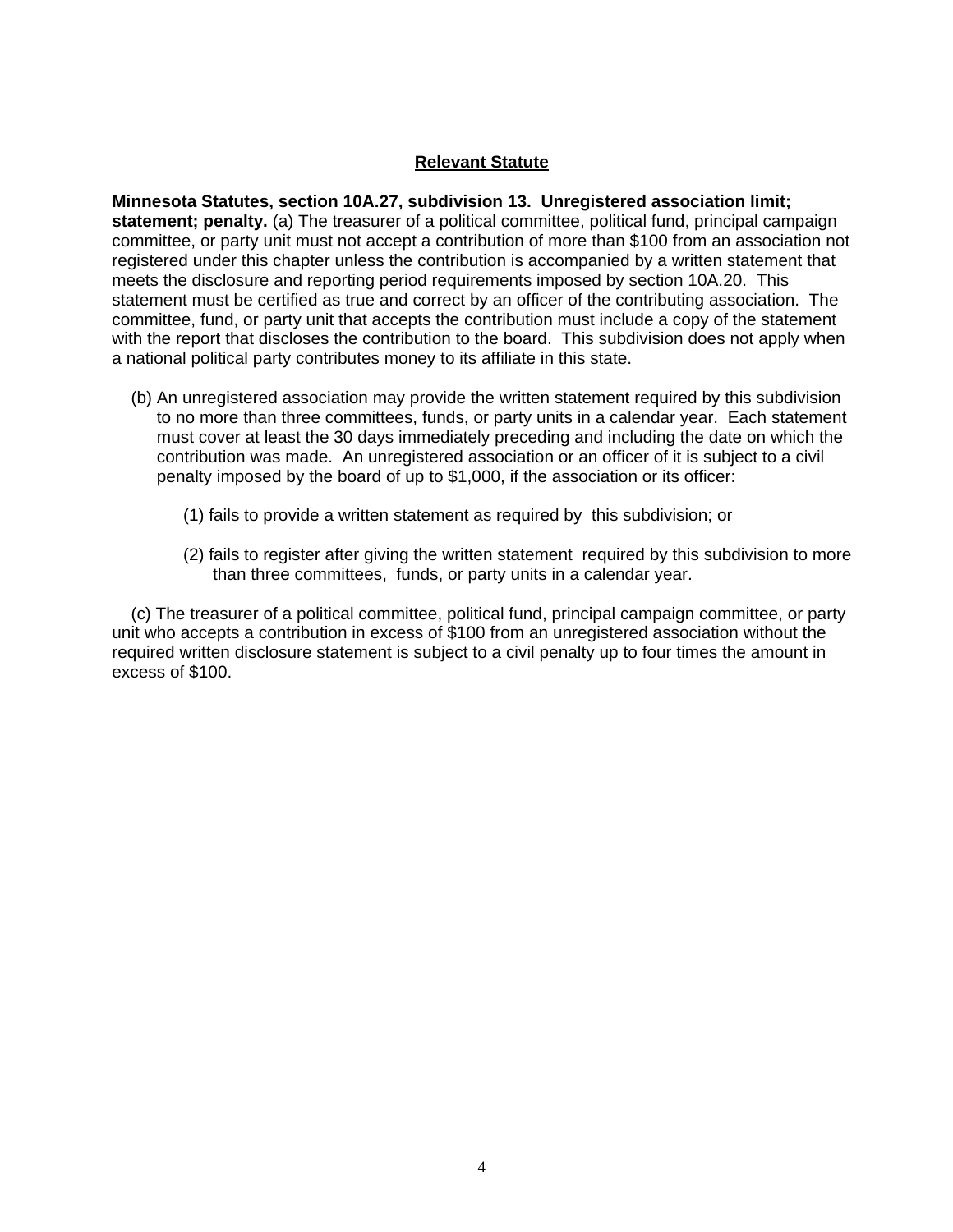## Relevant Statute

**Minnesota Statutes, section 10A.27, subdivision 13. Unregistered association limit; statement; penalty.** (a) The treasurer of a political committee, political fund, principal campaign committee, or party unit must not accept a contribution of more than $100 from an association not registered under this chapter unless the contribution is accompanied by a written statement that meets the disclosure and reporting period requirements imposed by section 10A.20. This statement must be certified as true and correct by an officer of the contributing association. The committee, fund, or party unit that accepts the contribution must include a copy of the statement with the report that discloses the contribution to the board. This subdivision does not apply when a national political party contributes money to its affiliate in this state.

(b) An unregistered association may provide the written statement required by this subdivision to no more than three committees, funds, or party units in a calendar year. Each statement must cover at least the 30 days immediately preceding and including the date on which the contribution was made. An unregistered association or an officer of it is subject to a civil penalty imposed by the board of up to $1,000, if the association or its officer:

(1) fails to provide a written statement as required by this subdivision; or

(2) fails to register after giving the written statement required by this subdivision to more than three committees, funds, or party units in a calendar year.

(c) The treasurer of a political committee, political fund, principal campaign committee, or party unit who accepts a contribution in excess of $100 from an unregistered association without the required written disclosure statement is subject to a civil penalty up to four times the amount in excess of $100.